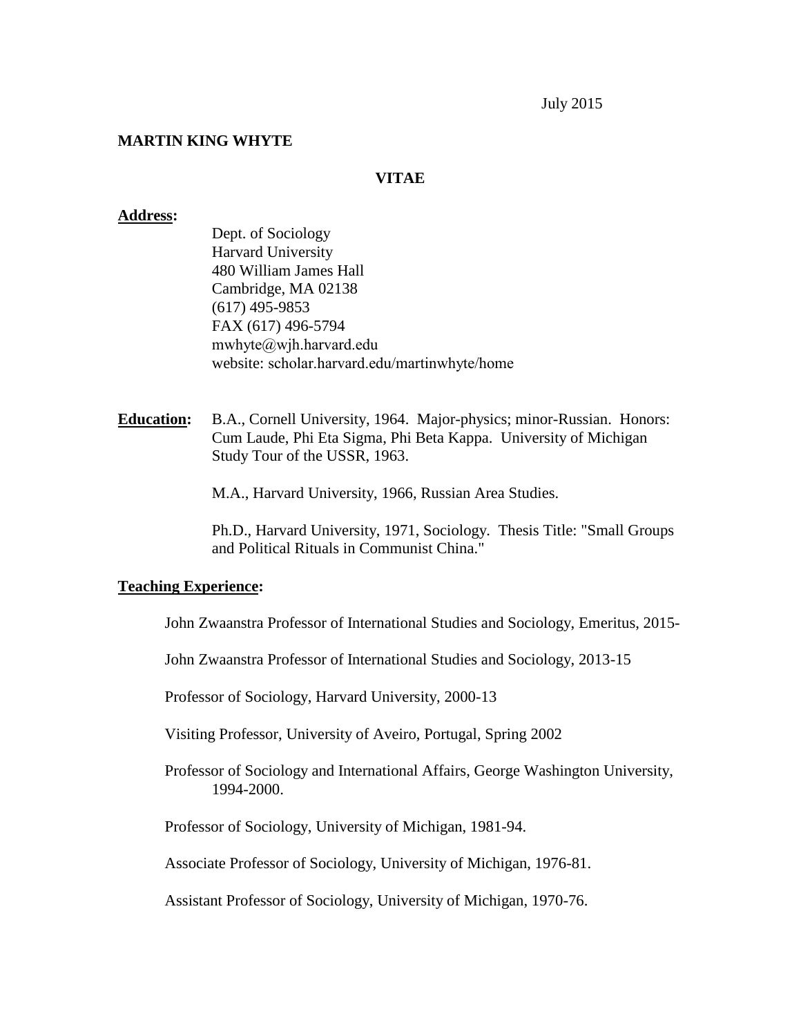July 2015

**MARTIN KING WHYTE**

**VITAE**

**Address:**

Dept. of Sociology  
Harvard University  
480 William James Hall  
Cambridge, MA 02138  
(617) 495-9853  
FAX (617) 496-5794  
mwhyte@wjh.harvard.edu  
website: scholar.harvard.edu/martinwhyte/home

**Education:** B.A., Cornell University, 1964. Major-physics; minor-Russian. Honors: Cum Laude, Phi Eta Sigma, Phi Beta Kappa. University of Michigan Study Tour of the USSR, 1963.

M.A., Harvard University, 1966, Russian Area Studies.

Ph.D., Harvard University, 1971, Sociology. Thesis Title: "Small Groups and Political Rituals in Communist China."

**Teaching Experience:**

John Zwaanstra Professor of International Studies and Sociology, Emeritus, 2015-

John Zwaanstra Professor of International Studies and Sociology, 2013-15

Professor of Sociology, Harvard University, 2000-13

Visiting Professor, University of Aveiro, Portugal, Spring 2002

Professor of Sociology and International Affairs, George Washington University, 1994-2000.

Professor of Sociology, University of Michigan, 1981-94.

Associate Professor of Sociology, University of Michigan, 1976-81.

Assistant Professor of Sociology, University of Michigan, 1970-76.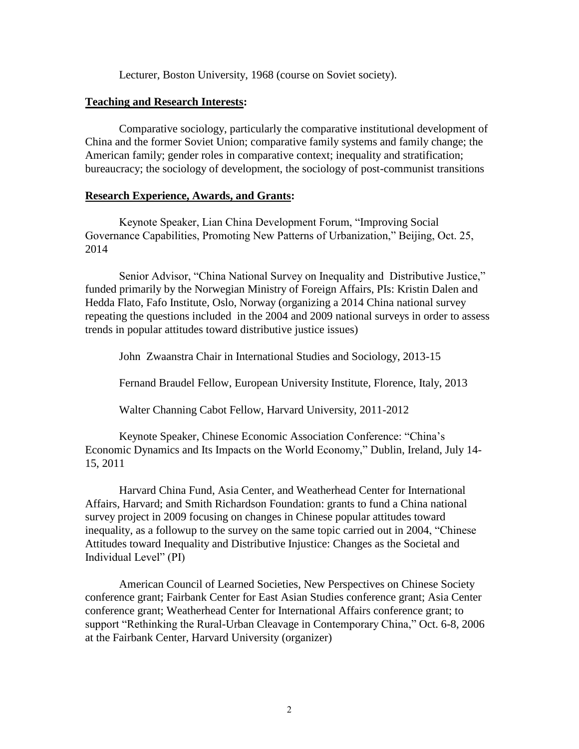Lecturer, Boston University, 1968 (course on Soviet society).

## **Teaching and Research Interests:**

Comparative sociology, particularly the comparative institutional development of China and the former Soviet Union; comparative family systems and family change; the American family; gender roles in comparative context; inequality and stratification; bureaucracy; the sociology of development, the sociology of post-communist transitions

## **Research Experience, Awards, and Grants:**

Keynote Speaker, Lian China Development Forum, "Improving Social Governance Capabilities, Promoting New Patterns of Urbanization," Beijing, Oct. 25, 2014

Senior Advisor, "China National Survey on Inequality and Distributive Justice," funded primarily by the Norwegian Ministry of Foreign Affairs, PIs: Kristin Dalen and Hedda Flato, Fafo Institute, Oslo, Norway (organizing a 2014 China national survey repeating the questions included in the 2004 and 2009 national surveys in order to assess trends in popular attitudes toward distributive justice issues)

John Zwaanstra Chair in International Studies and Sociology, 2013-15

Fernand Braudel Fellow, European University Institute, Florence, Italy, 2013

Walter Channing Cabot Fellow, Harvard University, 2011-2012

Keynote Speaker, Chinese Economic Association Conference: "China's Economic Dynamics and Its Impacts on the World Economy," Dublin, Ireland, July 14-15, 2011

Harvard China Fund, Asia Center, and Weatherhead Center for International Affairs, Harvard; and Smith Richardson Foundation: grants to fund a China national survey project in 2009 focusing on changes in Chinese popular attitudes toward inequality, as a followup to the survey on the same topic carried out in 2004, "Chinese Attitudes toward Inequality and Distributive Injustice: Changes as the Societal and Individual Level" (PI)

American Council of Learned Societies, New Perspectives on Chinese Society conference grant; Fairbank Center for East Asian Studies conference grant; Asia Center conference grant; Weatherhead Center for International Affairs conference grant; to support "Rethinking the Rural-Urban Cleavage in Contemporary China," Oct. 6-8, 2006 at the Fairbank Center, Harvard University (organizer)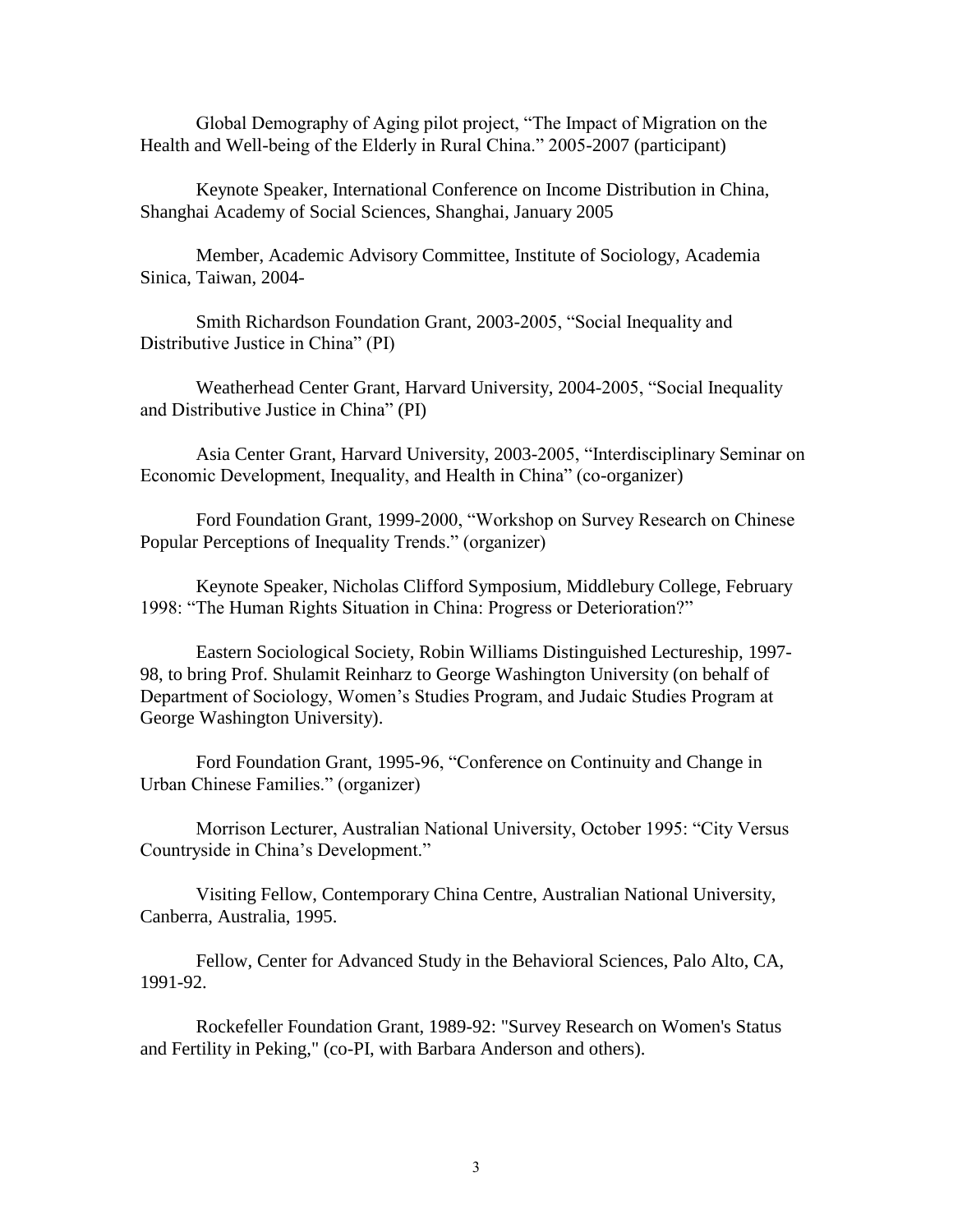Global Demography of Aging pilot project, "The Impact of Migration on the Health and Well-being of the Elderly in Rural China." 2005-2007 (participant)

Keynote Speaker, International Conference on Income Distribution in China, Shanghai Academy of Social Sciences, Shanghai, January 2005

Member, Academic Advisory Committee, Institute of Sociology, Academia Sinica, Taiwan, 2004-

Smith Richardson Foundation Grant, 2003-2005, "Social Inequality and Distributive Justice in China" (PI)

Weatherhead Center Grant, Harvard University, 2004-2005, "Social Inequality and Distributive Justice in China" (PI)

Asia Center Grant, Harvard University, 2003-2005, "Interdisciplinary Seminar on Economic Development, Inequality, and Health in China" (co-organizer)

Ford Foundation Grant, 1999-2000, "Workshop on Survey Research on Chinese Popular Perceptions of Inequality Trends." (organizer)

Keynote Speaker, Nicholas Clifford Symposium, Middlebury College, February 1998: "The Human Rights Situation in China: Progress or Deterioration?"

Eastern Sociological Society, Robin Williams Distinguished Lectureship, 1997-98, to bring Prof. Shulamit Reinharz to George Washington University (on behalf of Department of Sociology, Women's Studies Program, and Judaic Studies Program at George Washington University).

Ford Foundation Grant, 1995-96, "Conference on Continuity and Change in Urban Chinese Families." (organizer)

Morrison Lecturer, Australian National University, October 1995: "City Versus Countryside in China's Development."

Visiting Fellow, Contemporary China Centre, Australian National University, Canberra, Australia, 1995.

Fellow, Center for Advanced Study in the Behavioral Sciences, Palo Alto, CA, 1991-92.

Rockefeller Foundation Grant, 1989-92: "Survey Research on Women's Status and Fertility in Peking," (co-PI, with Barbara Anderson and others).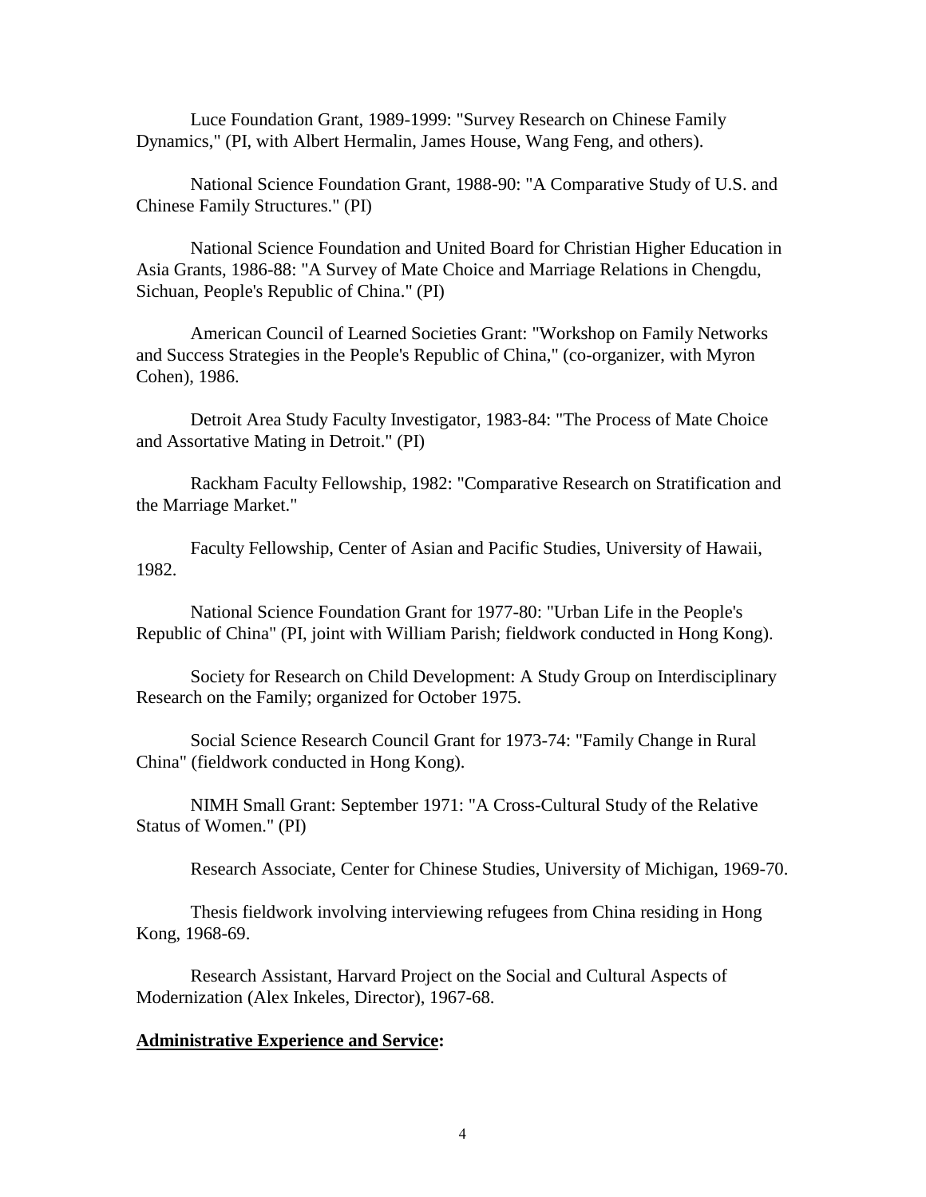Luce Foundation Grant, 1989-1999: "Survey Research on Chinese Family Dynamics," (PI, with Albert Hermalin, James House, Wang Feng, and others).

National Science Foundation Grant, 1988-90: "A Comparative Study of U.S. and Chinese Family Structures." (PI)

National Science Foundation and United Board for Christian Higher Education in Asia Grants, 1986-88: "A Survey of Mate Choice and Marriage Relations in Chengdu, Sichuan, People's Republic of China." (PI)

American Council of Learned Societies Grant: "Workshop on Family Networks and Success Strategies in the People's Republic of China," (co-organizer, with Myron Cohen), 1986.

Detroit Area Study Faculty Investigator, 1983-84: "The Process of Mate Choice and Assortative Mating in Detroit." (PI)

Rackham Faculty Fellowship, 1982: "Comparative Research on Stratification and the Marriage Market."

Faculty Fellowship, Center of Asian and Pacific Studies, University of Hawaii, 1982.

National Science Foundation Grant for 1977-80: "Urban Life in the People's Republic of China" (PI, joint with William Parish; fieldwork conducted in Hong Kong).

Society for Research on Child Development: A Study Group on Interdisciplinary Research on the Family; organized for October 1975.

Social Science Research Council Grant for 1973-74: "Family Change in Rural China" (fieldwork conducted in Hong Kong).

NIMH Small Grant: September 1971: "A Cross-Cultural Study of the Relative Status of Women." (PI)

Research Associate, Center for Chinese Studies, University of Michigan, 1969-70.

Thesis fieldwork involving interviewing refugees from China residing in Hong Kong, 1968-69.

Research Assistant, Harvard Project on the Social and Cultural Aspects of Modernization (Alex Inkeles, Director), 1967-68.

**<u>Administrative Experience and Service</u>:**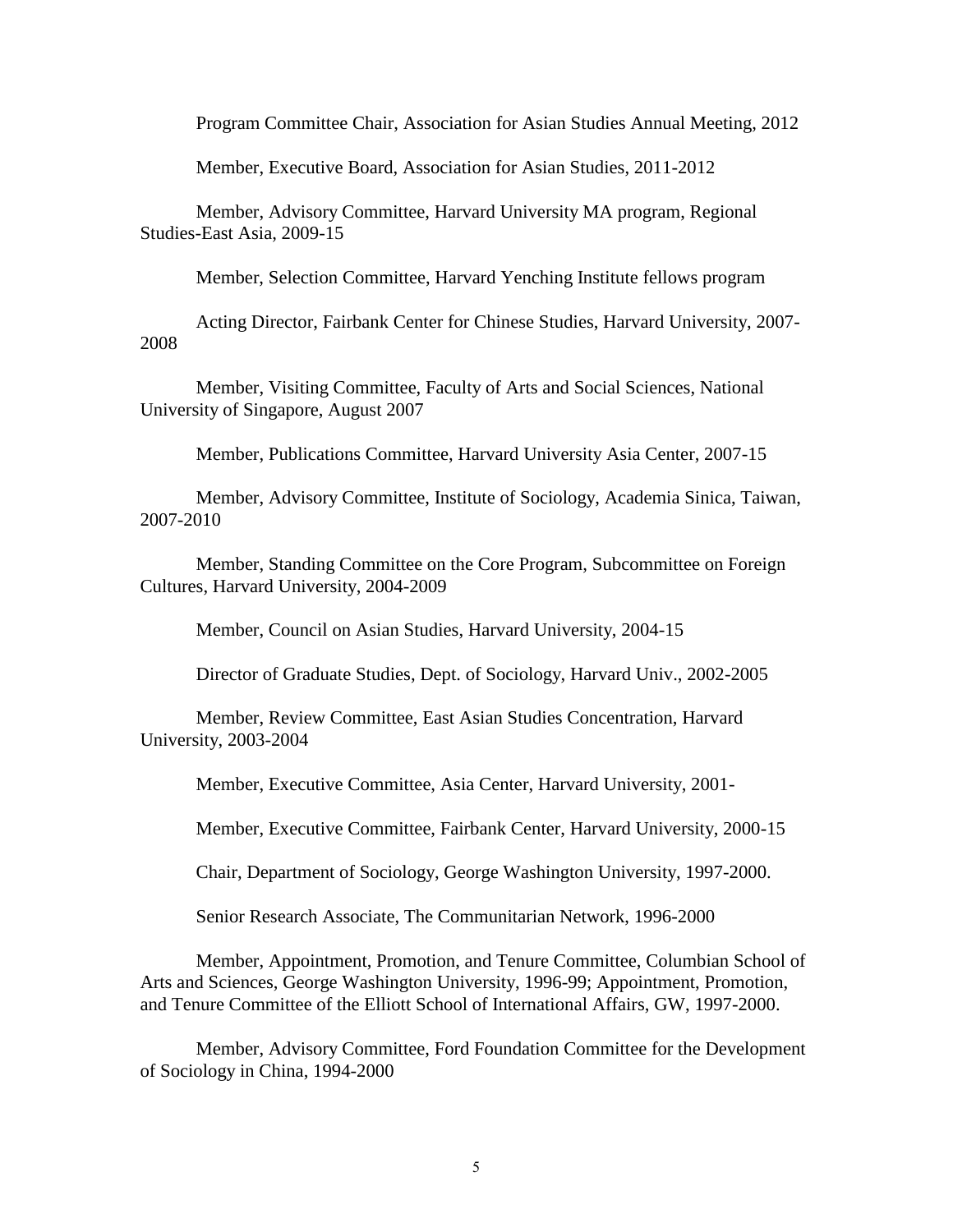Program Committee Chair, Association for Asian Studies Annual Meeting, 2012

Member, Executive Board, Association for Asian Studies, 2011-2012

Member, Advisory Committee, Harvard University MA program, Regional Studies-East Asia, 2009-15

Member, Selection Committee, Harvard Yenching Institute fellows program

Acting Director, Fairbank Center for Chinese Studies, Harvard University, 2007-2008

Member, Visiting Committee, Faculty of Arts and Social Sciences, National University of Singapore, August 2007

Member, Publications Committee, Harvard University Asia Center, 2007-15

Member, Advisory Committee, Institute of Sociology, Academia Sinica, Taiwan, 2007-2010

Member, Standing Committee on the Core Program, Subcommittee on Foreign Cultures, Harvard University, 2004-2009

Member, Council on Asian Studies, Harvard University, 2004-15

Director of Graduate Studies, Dept. of Sociology, Harvard Univ., 2002-2005

Member, Review Committee, East Asian Studies Concentration, Harvard University, 2003-2004

Member, Executive Committee, Asia Center, Harvard University, 2001-

Member, Executive Committee, Fairbank Center, Harvard University, 2000-15

Chair, Department of Sociology, George Washington University, 1997-2000.

Senior Research Associate, The Communitarian Network, 1996-2000

Member, Appointment, Promotion, and Tenure Committee, Columbian School of Arts and Sciences, George Washington University, 1996-99; Appointment, Promotion, and Tenure Committee of the Elliott School of International Affairs, GW, 1997-2000.

Member, Advisory Committee, Ford Foundation Committee for the Development of Sociology in China, 1994-2000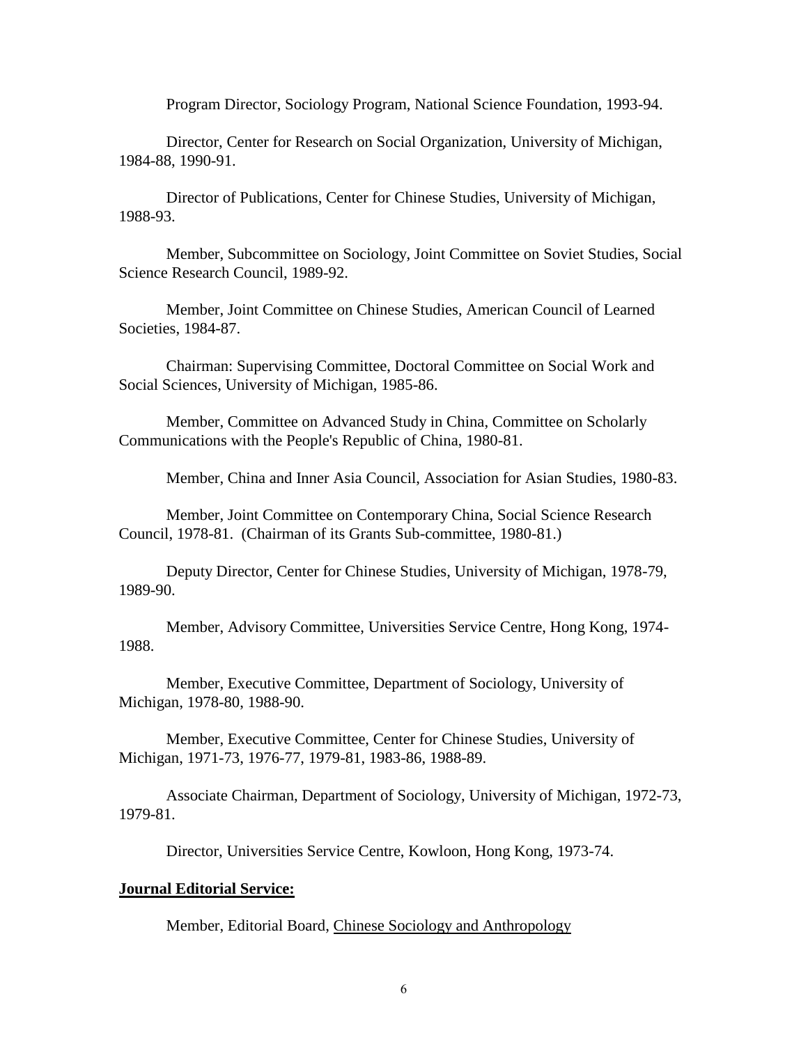Program Director, Sociology Program, National Science Foundation, 1993-94.

Director, Center for Research on Social Organization, University of Michigan, 1984-88, 1990-91.

Director of Publications, Center for Chinese Studies, University of Michigan, 1988-93.

Member, Subcommittee on Sociology, Joint Committee on Soviet Studies, Social Science Research Council, 1989-92.

Member, Joint Committee on Chinese Studies, American Council of Learned Societies, 1984-87.

Chairman: Supervising Committee, Doctoral Committee on Social Work and Social Sciences, University of Michigan, 1985-86.

Member, Committee on Advanced Study in China, Committee on Scholarly Communications with the People's Republic of China, 1980-81.

Member, China and Inner Asia Council, Association for Asian Studies, 1980-83.

Member, Joint Committee on Contemporary China, Social Science Research Council, 1978-81. (Chairman of its Grants Sub-committee, 1980-81.)

Deputy Director, Center for Chinese Studies, University of Michigan, 1978-79, 1989-90.

Member, Advisory Committee, Universities Service Centre, Hong Kong, 1974-1988.

Member, Executive Committee, Department of Sociology, University of Michigan, 1978-80, 1988-90.

Member, Executive Committee, Center for Chinese Studies, University of Michigan, 1971-73, 1976-77, 1979-81, 1983-86, 1988-89.

Associate Chairman, Department of Sociology, University of Michigan, 1972-73, 1979-81.

Director, Universities Service Centre, Kowloon, Hong Kong, 1973-74.

**Journal Editorial Service:**

Member, Editorial Board, Chinese Sociology and Anthropology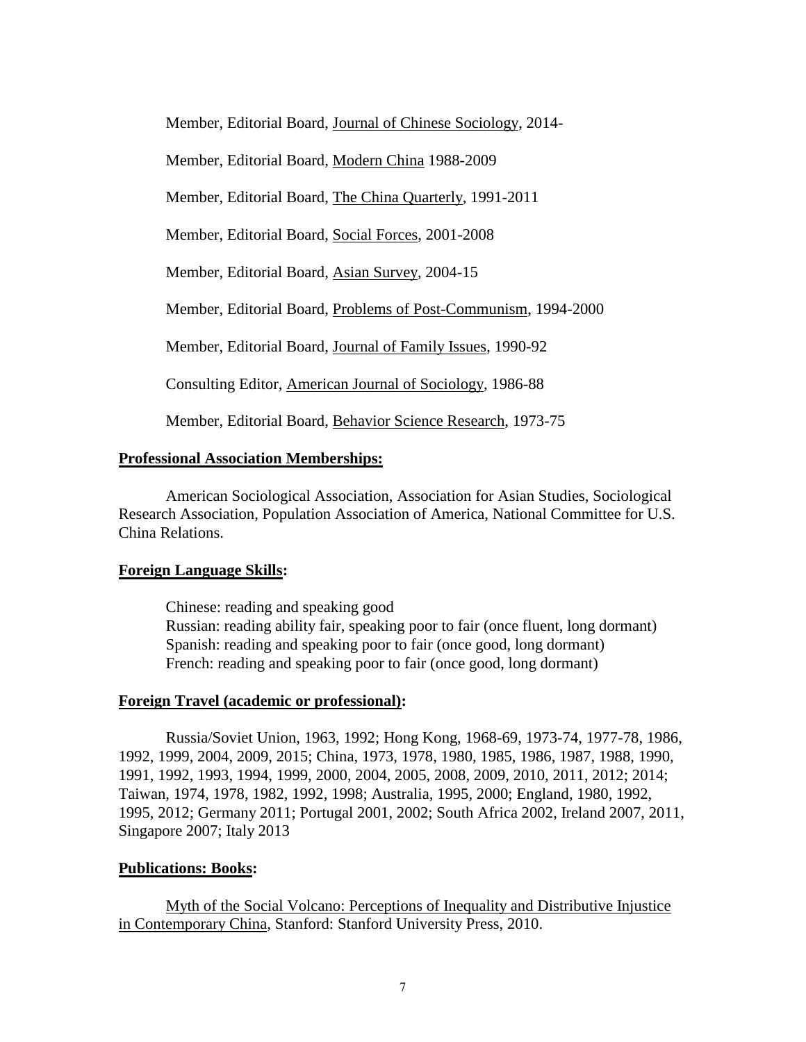Member, Editorial Board, Journal of Chinese Sociology, 2014-

Member, Editorial Board, Modern China 1988-2009

Member, Editorial Board, The China Quarterly, 1991-2011

Member, Editorial Board, Social Forces, 2001-2008

Member, Editorial Board, Asian Survey, 2004-15

Member, Editorial Board, Problems of Post-Communism, 1994-2000

Member, Editorial Board, Journal of Family Issues, 1990-92

Consulting Editor, American Journal of Sociology, 1986-88

Member, Editorial Board, Behavior Science Research, 1973-75

**Professional Association Memberships:**

American Sociological Association, Association for Asian Studies, Sociological Research Association, Population Association of America, National Committee for U.S. China Relations.

**Foreign Language Skills:**

Chinese: reading and speaking good
Russian: reading ability fair, speaking poor to fair (once fluent, long dormant)
Spanish: reading and speaking poor to fair (once good, long dormant)
French: reading and speaking poor to fair (once good, long dormant)

**Foreign Travel (academic or professional):**

Russia/Soviet Union, 1963, 1992; Hong Kong, 1968-69, 1973-74, 1977-78, 1986, 1992, 1999, 2004, 2009, 2015; China, 1973, 1978, 1980, 1985, 1986, 1987, 1988, 1990, 1991, 1992, 1993, 1994, 1999, 2000, 2004, 2005, 2008, 2009, 2010, 2011, 2012; 2014; Taiwan, 1974, 1978, 1982, 1992, 1998; Australia, 1995, 2000; England, 1980, 1992, 1995, 2012; Germany 2011; Portugal 2001, 2002; South Africa 2002, Ireland 2007, 2011, Singapore 2007; Italy 2013

**Publications: Books:**

Myth of the Social Volcano: Perceptions of Inequality and Distributive Injustice in Contemporary China, Stanford: Stanford University Press, 2010.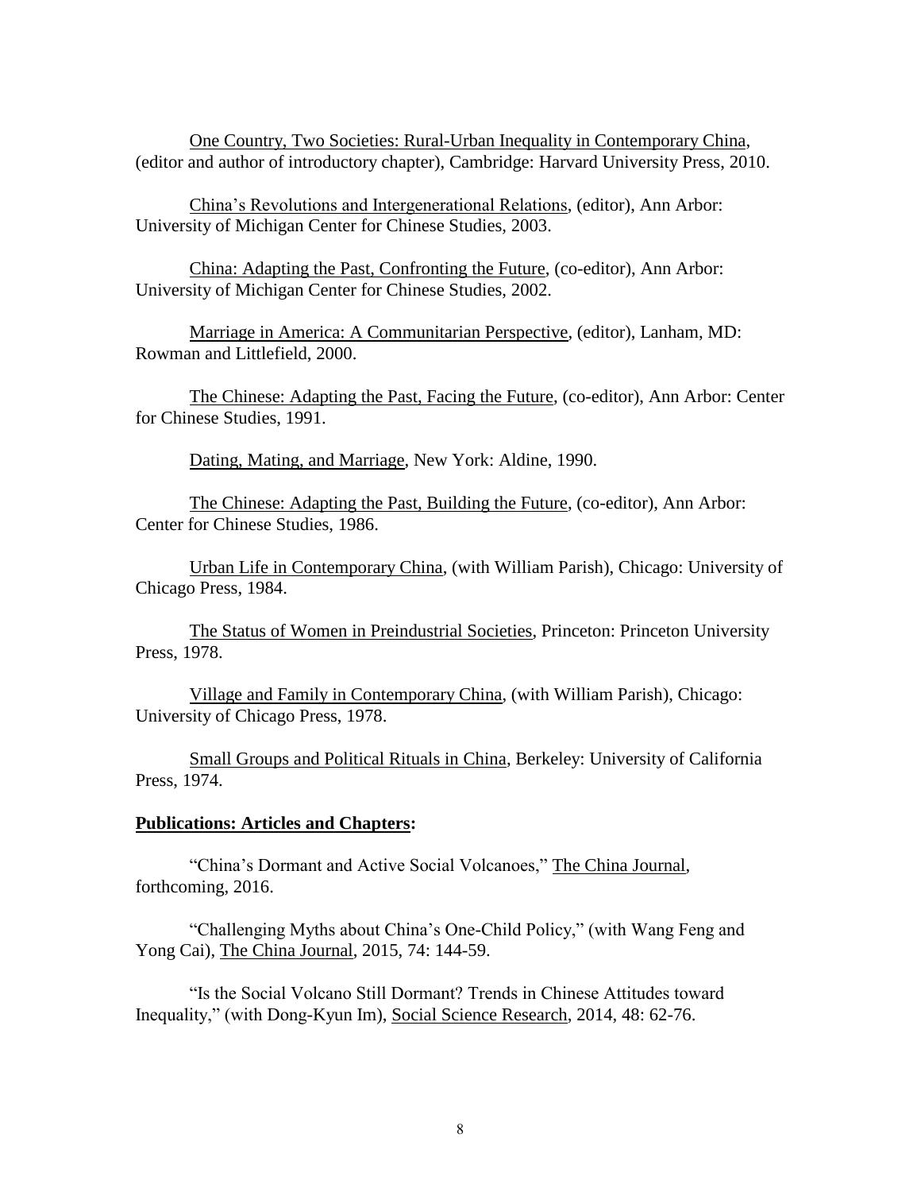One Country, Two Societies: Rural-Urban Inequality in Contemporary China, (editor and author of introductory chapter), Cambridge: Harvard University Press, 2010.

China's Revolutions and Intergenerational Relations, (editor), Ann Arbor: University of Michigan Center for Chinese Studies, 2003.

China: Adapting the Past, Confronting the Future, (co-editor), Ann Arbor: University of Michigan Center for Chinese Studies, 2002.

Marriage in America: A Communitarian Perspective, (editor), Lanham, MD: Rowman and Littlefield, 2000.

The Chinese: Adapting the Past, Facing the Future, (co-editor), Ann Arbor: Center for Chinese Studies, 1991.

Dating, Mating, and Marriage, New York: Aldine, 1990.

The Chinese: Adapting the Past, Building the Future, (co-editor), Ann Arbor: Center for Chinese Studies, 1986.

Urban Life in Contemporary China, (with William Parish), Chicago: University of Chicago Press, 1984.

The Status of Women in Preindustrial Societies, Princeton: Princeton University Press, 1978.

Village and Family in Contemporary China, (with William Parish), Chicago: University of Chicago Press, 1978.

Small Groups and Political Rituals in China, Berkeley: University of California Press, 1974.

**Publications: Articles and Chapters:**

"China's Dormant and Active Social Volcanoes," The China Journal, forthcoming, 2016.

"Challenging Myths about China's One-Child Policy," (with Wang Feng and Yong Cai), The China Journal, 2015, 74: 144-59.

"Is the Social Volcano Still Dormant? Trends in Chinese Attitudes toward Inequality," (with Dong-Kyun Im), Social Science Research, 2014, 48: 62-76.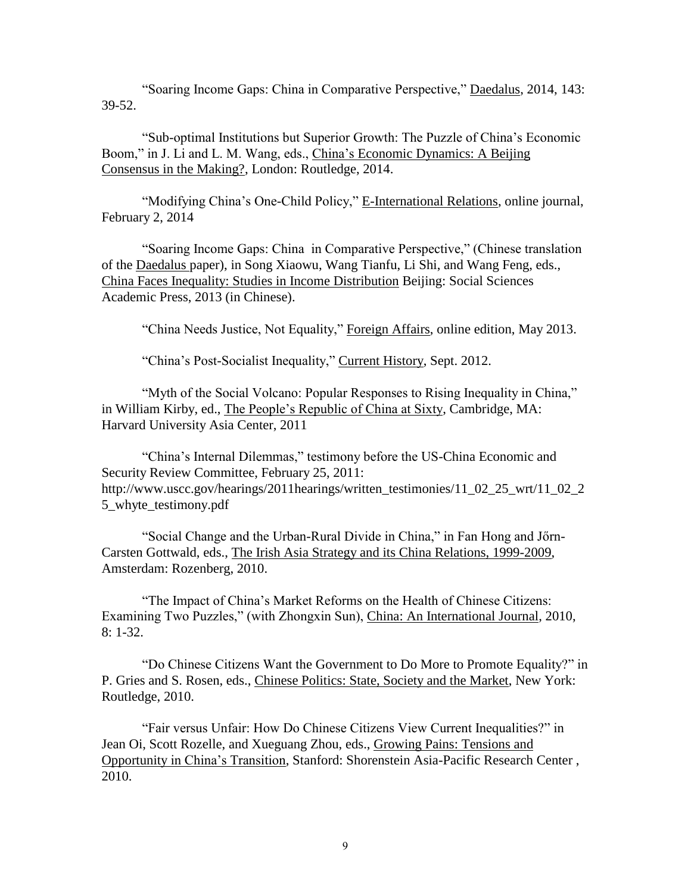"Soaring Income Gaps: China in Comparative Perspective," Daedalus, 2014, 143: 39-52.

"Sub-optimal Institutions but Superior Growth: The Puzzle of China's Economic Boom," in J. Li and L. M. Wang, eds., China's Economic Dynamics: A Beijing Consensus in the Making?, London: Routledge, 2014.

"Modifying China's One-Child Policy," E-International Relations, online journal, February 2, 2014

"Soaring Income Gaps: China in Comparative Perspective," (Chinese translation of the Daedalus paper), in Song Xiaowu, Wang Tianfu, Li Shi, and Wang Feng, eds., China Faces Inequality: Studies in Income Distribution Beijing: Social Sciences Academic Press, 2013 (in Chinese).

"China Needs Justice, Not Equality," Foreign Affairs, online edition, May 2013.

"China's Post-Socialist Inequality," Current History, Sept. 2012.

"Myth of the Social Volcano: Popular Responses to Rising Inequality in China," in William Kirby, ed., The People's Republic of China at Sixty, Cambridge, MA: Harvard University Asia Center, 2011

"China's Internal Dilemmas," testimony before the US-China Economic and Security Review Committee, February 25, 2011: http://www.uscc.gov/hearings/2011hearings/written_testimonies/11_02_25_wrt/11_02_25_whyte_testimony.pdf

"Social Change and the Urban-Rural Divide in China," in Fan Hong and Jőrn-Carsten Gottwald, eds., The Irish Asia Strategy and its China Relations, 1999-2009, Amsterdam: Rozenberg, 2010.

"The Impact of China's Market Reforms on the Health of Chinese Citizens: Examining Two Puzzles," (with Zhongxin Sun), China: An International Journal, 2010, 8: 1-32.

"Do Chinese Citizens Want the Government to Do More to Promote Equality?" in P. Gries and S. Rosen, eds., Chinese Politics: State, Society and the Market, New York: Routledge, 2010.

"Fair versus Unfair: How Do Chinese Citizens View Current Inequalities?" in Jean Oi, Scott Rozelle, and Xueguang Zhou, eds., Growing Pains: Tensions and Opportunity in China's Transition, Stanford: Shorenstein Asia-Pacific Research Center , 2010.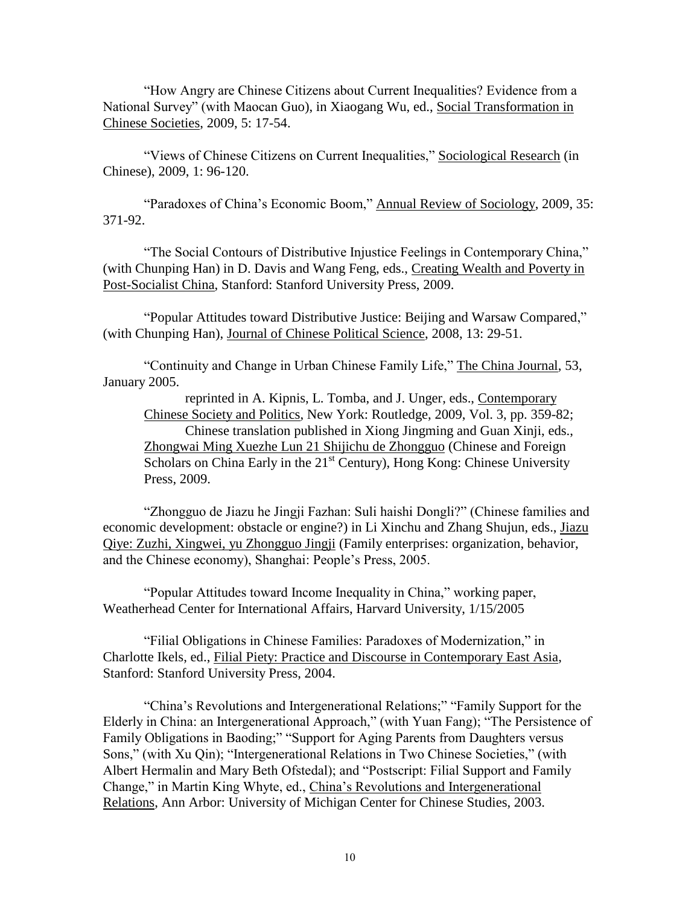"How Angry are Chinese Citizens about Current Inequalities? Evidence from a National Survey" (with Maocan Guo), in Xiaogang Wu, ed., Social Transformation in Chinese Societies, 2009, 5: 17-54.

"Views of Chinese Citizens on Current Inequalities," Sociological Research (in Chinese), 2009, 1: 96-120.

"Paradoxes of China's Economic Boom," Annual Review of Sociology, 2009, 35: 371-92.

"The Social Contours of Distributive Injustice Feelings in Contemporary China," (with Chunping Han) in D. Davis and Wang Feng, eds., Creating Wealth and Poverty in Post-Socialist China, Stanford: Stanford University Press, 2009.

"Popular Attitudes toward Distributive Justice: Beijing and Warsaw Compared," (with Chunping Han), Journal of Chinese Political Science, 2008, 13: 29-51.

"Continuity and Change in Urban Chinese Family Life," The China Journal, 53, January 2005.

reprinted in A. Kipnis, L. Tomba, and J. Unger, eds., Contemporary Chinese Society and Politics, New York: Routledge, 2009, Vol. 3, pp. 359-82;

Chinese translation published in Xiong Jingming and Guan Xinji, eds., Zhongwai Ming Xuezhe Lun 21 Shijichu de Zhongguo (Chinese and Foreign Scholars on China Early in the 21st Century), Hong Kong: Chinese University Press, 2009.

"Zhongguo de Jiazu he Jingji Fazhan: Suli haishi Dongli?" (Chinese families and economic development: obstacle or engine?) in Li Xinchu and Zhang Shujun, eds., Jiazu Qiye: Zuzhi, Xingwei, yu Zhongguo Jingji (Family enterprises: organization, behavior, and the Chinese economy), Shanghai: People's Press, 2005.

"Popular Attitudes toward Income Inequality in China," working paper, Weatherhead Center for International Affairs, Harvard University, 1/15/2005

"Filial Obligations in Chinese Families: Paradoxes of Modernization," in Charlotte Ikels, ed., Filial Piety: Practice and Discourse in Contemporary East Asia, Stanford: Stanford University Press, 2004.

"China's Revolutions and Intergenerational Relations;" "Family Support for the Elderly in China: an Intergenerational Approach," (with Yuan Fang); "The Persistence of Family Obligations in Baoding;" "Support for Aging Parents from Daughters versus Sons," (with Xu Qin); "Intergenerational Relations in Two Chinese Societies," (with Albert Hermalin and Mary Beth Ofstedal); and "Postscript: Filial Support and Family Change," in Martin King Whyte, ed., China's Revolutions and Intergenerational Relations, Ann Arbor: University of Michigan Center for Chinese Studies, 2003.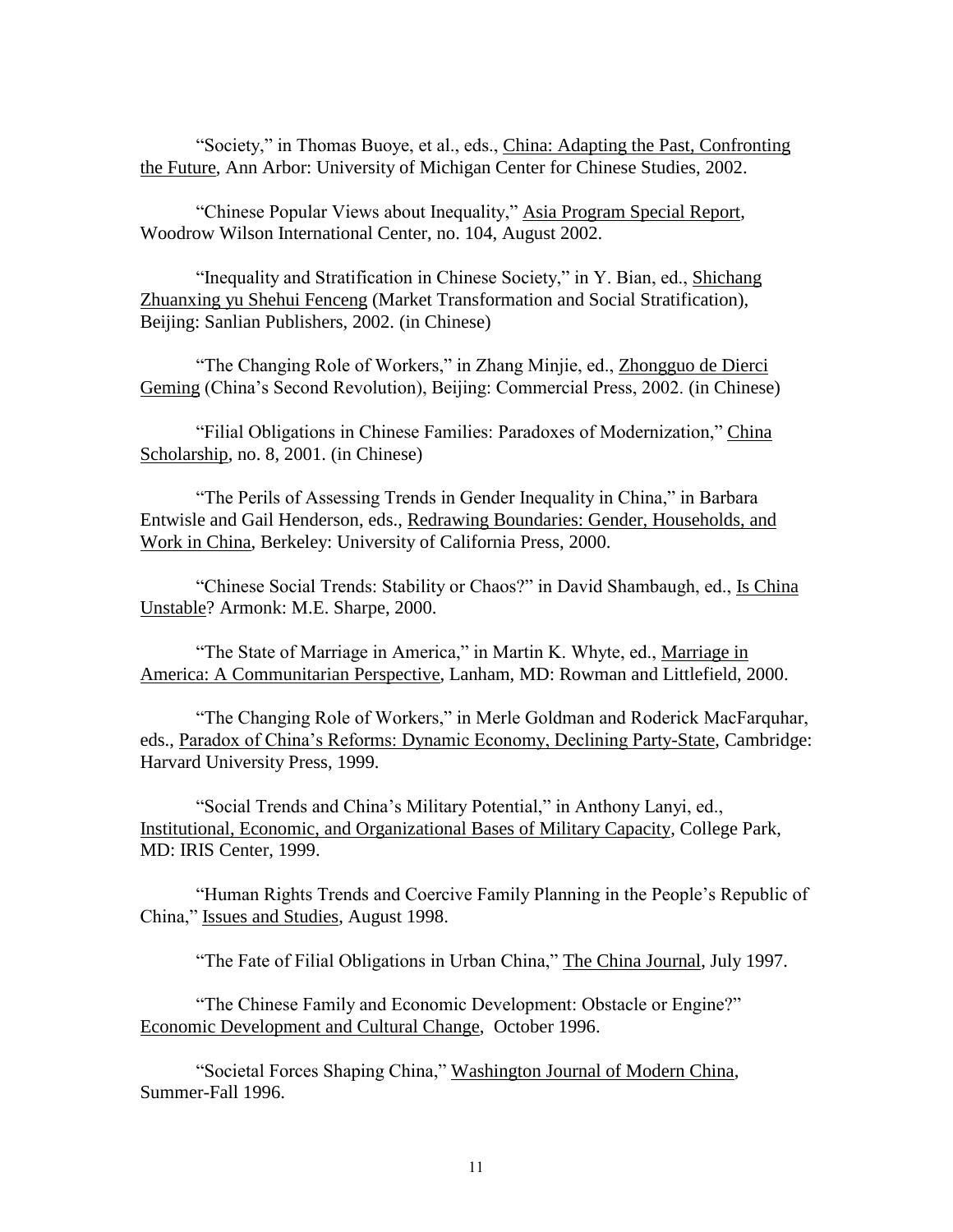"Society," in Thomas Buoye, et al., eds., China: Adapting the Past, Confronting the Future, Ann Arbor: University of Michigan Center for Chinese Studies, 2002.

"Chinese Popular Views about Inequality," Asia Program Special Report, Woodrow Wilson International Center, no. 104, August 2002.

"Inequality and Stratification in Chinese Society," in Y. Bian, ed., Shichang Zhuanxing yu Shehui Fenceng (Market Transformation and Social Stratification), Beijing: Sanlian Publishers, 2002. (in Chinese)

"The Changing Role of Workers," in Zhang Minjie, ed., Zhongguo de Dierci Geming (China's Second Revolution), Beijing: Commercial Press, 2002. (in Chinese)

"Filial Obligations in Chinese Families: Paradoxes of Modernization," China Scholarship, no. 8, 2001. (in Chinese)

"The Perils of Assessing Trends in Gender Inequality in China," in Barbara Entwisle and Gail Henderson, eds., Redrawing Boundaries: Gender, Households, and Work in China, Berkeley: University of California Press, 2000.

"Chinese Social Trends: Stability or Chaos?" in David Shambaugh, ed., Is China Unstable? Armonk: M.E. Sharpe, 2000.

"The State of Marriage in America," in Martin K. Whyte, ed., Marriage in America: A Communitarian Perspective, Lanham, MD: Rowman and Littlefield, 2000.

"The Changing Role of Workers," in Merle Goldman and Roderick MacFarquhar, eds., Paradox of China's Reforms: Dynamic Economy, Declining Party-State, Cambridge: Harvard University Press, 1999.

"Social Trends and China's Military Potential," in Anthony Lanyi, ed., Institutional, Economic, and Organizational Bases of Military Capacity, College Park, MD: IRIS Center, 1999.

"Human Rights Trends and Coercive Family Planning in the People's Republic of China," Issues and Studies, August 1998.

"The Fate of Filial Obligations in Urban China," The China Journal, July 1997.

"The Chinese Family and Economic Development: Obstacle or Engine?" Economic Development and Cultural Change, October 1996.

"Societal Forces Shaping China," Washington Journal of Modern China, Summer-Fall 1996.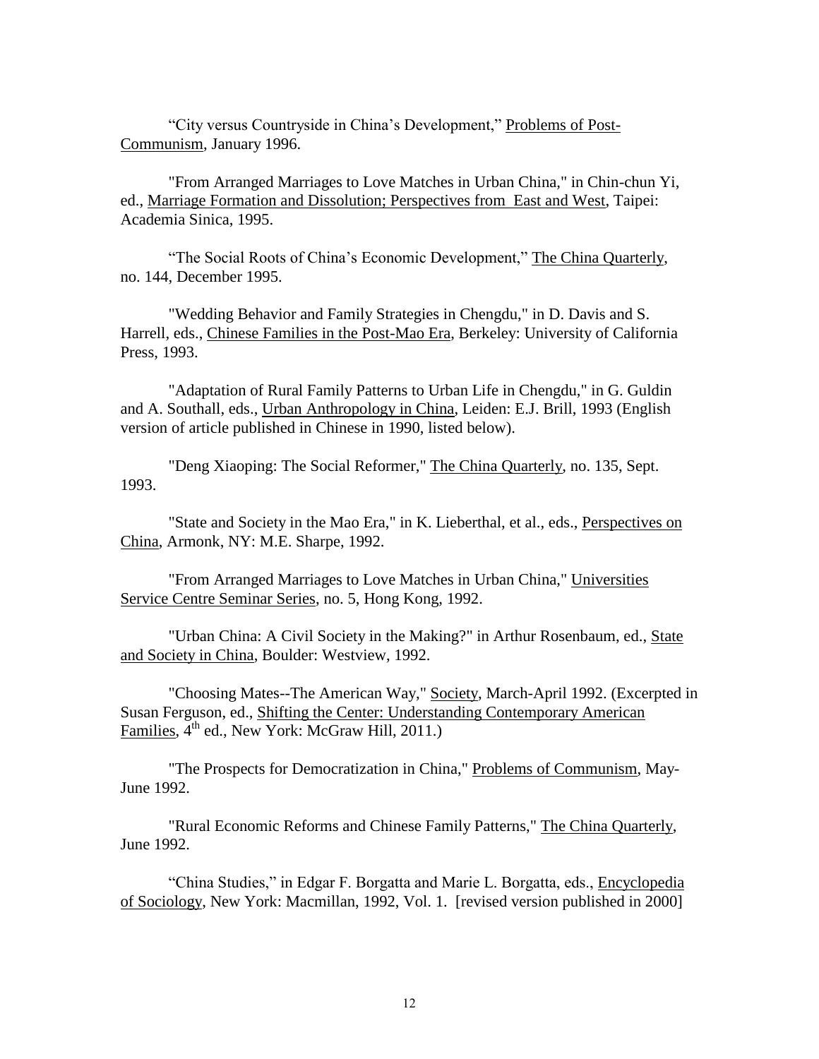“City versus Countryside in China’s Development,” Problems of Post-Communism, January 1996.

"From Arranged Marriages to Love Matches in Urban China," in Chin-chun Yi, ed., Marriage Formation and Dissolution; Perspectives from East and West, Taipei: Academia Sinica, 1995.

“The Social Roots of China’s Economic Development,” The China Quarterly, no. 144, December 1995.

"Wedding Behavior and Family Strategies in Chengdu," in D. Davis and S. Harrell, eds., Chinese Families in the Post-Mao Era, Berkeley: University of California Press, 1993.

"Adaptation of Rural Family Patterns to Urban Life in Chengdu," in G. Guldin and A. Southall, eds., Urban Anthropology in China, Leiden: E.J. Brill, 1993 (English version of article published in Chinese in 1990, listed below).

"Deng Xiaoping: The Social Reformer," The China Quarterly, no. 135, Sept. 1993.

"State and Society in the Mao Era," in K. Lieberthal, et al., eds., Perspectives on China, Armonk, NY: M.E. Sharpe, 1992.

"From Arranged Marriages to Love Matches in Urban China," Universities Service Centre Seminar Series, no. 5, Hong Kong, 1992.

"Urban China: A Civil Society in the Making?" in Arthur Rosenbaum, ed., State and Society in China, Boulder: Westview, 1992.

"Choosing Mates--The American Way," Society, March-April 1992. (Excerpted in Susan Ferguson, ed., Shifting the Center: Understanding Contemporary American Families, 4th ed., New York: McGraw Hill, 2011.)

"The Prospects for Democratization in China," Problems of Communism, May-June 1992.

"Rural Economic Reforms and Chinese Family Patterns," The China Quarterly, June 1992.

“China Studies,” in Edgar F. Borgatta and Marie L. Borgatta, eds., Encyclopedia of Sociology, New York: Macmillan, 1992, Vol. 1. [revised version published in 2000]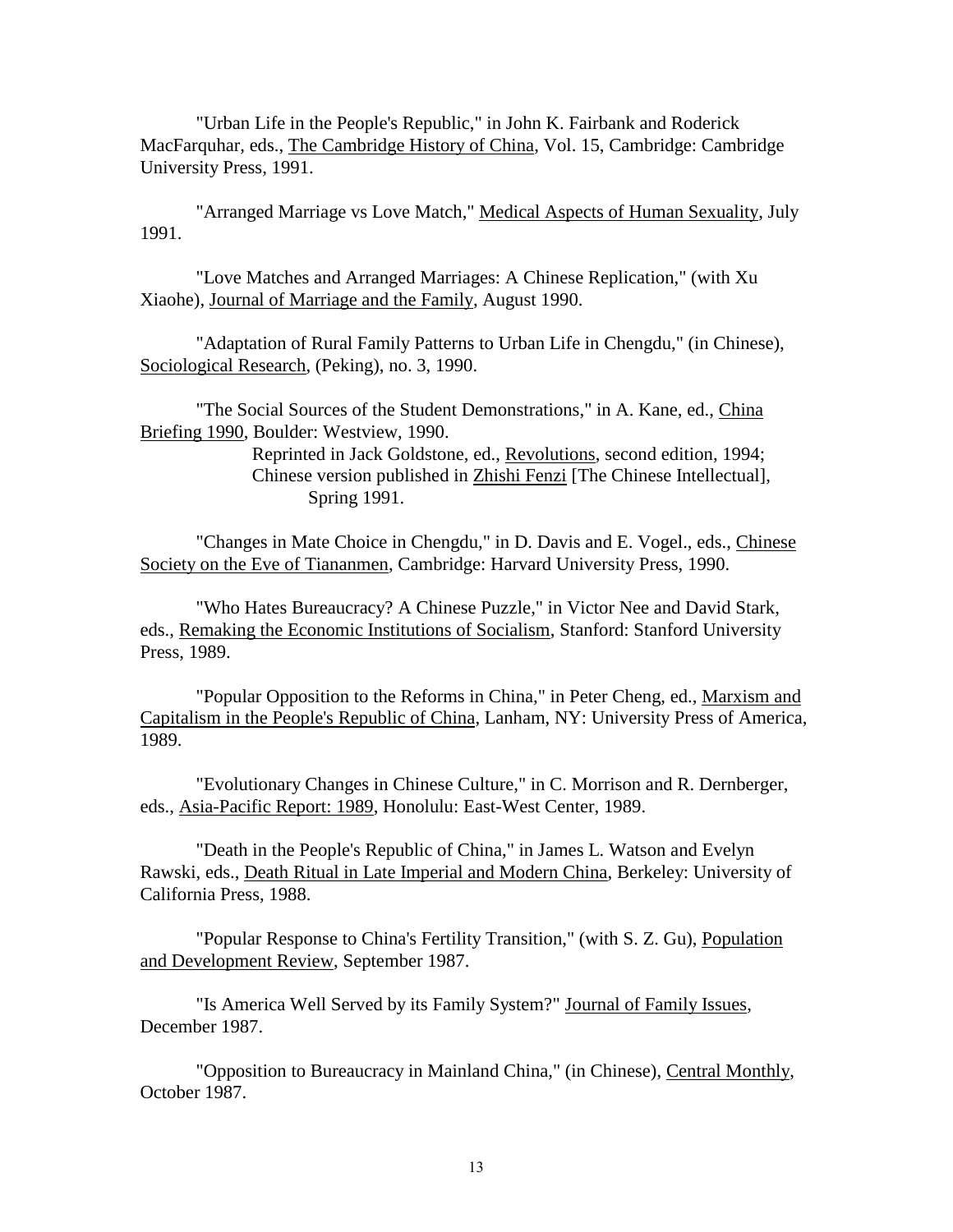"Urban Life in the People's Republic," in John K. Fairbank and Roderick MacFarquhar, eds., The Cambridge History of China, Vol. 15, Cambridge: Cambridge University Press, 1991.

"Arranged Marriage vs Love Match," Medical Aspects of Human Sexuality, July 1991.

"Love Matches and Arranged Marriages: A Chinese Replication," (with Xu Xiaohe), Journal of Marriage and the Family, August 1990.

"Adaptation of Rural Family Patterns to Urban Life in Chengdu," (in Chinese), Sociological Research, (Peking), no. 3, 1990.

"The Social Sources of the Student Demonstrations," in A. Kane, ed., China Briefing 1990, Boulder: Westview, 1990.
Reprinted in Jack Goldstone, ed., Revolutions, second edition, 1994; Chinese version published in Zhishi Fenzi [The Chinese Intellectual], Spring 1991.

"Changes in Mate Choice in Chengdu," in D. Davis and E. Vogel., eds., Chinese Society on the Eve of Tiananmen, Cambridge: Harvard University Press, 1990.

"Who Hates Bureaucracy? A Chinese Puzzle," in Victor Nee and David Stark, eds., Remaking the Economic Institutions of Socialism, Stanford: Stanford University Press, 1989.

"Popular Opposition to the Reforms in China," in Peter Cheng, ed., Marxism and Capitalism in the People's Republic of China, Lanham, NY: University Press of America, 1989.

"Evolutionary Changes in Chinese Culture," in C. Morrison and R. Dernberger, eds., Asia-Pacific Report: 1989, Honolulu: East-West Center, 1989.

"Death in the People's Republic of China," in James L. Watson and Evelyn Rawski, eds., Death Ritual in Late Imperial and Modern China, Berkeley: University of California Press, 1988.

"Popular Response to China's Fertility Transition," (with S. Z. Gu), Population and Development Review, September 1987.

"Is America Well Served by its Family System?" Journal of Family Issues, December 1987.

"Opposition to Bureaucracy in Mainland China," (in Chinese), Central Monthly, October 1987.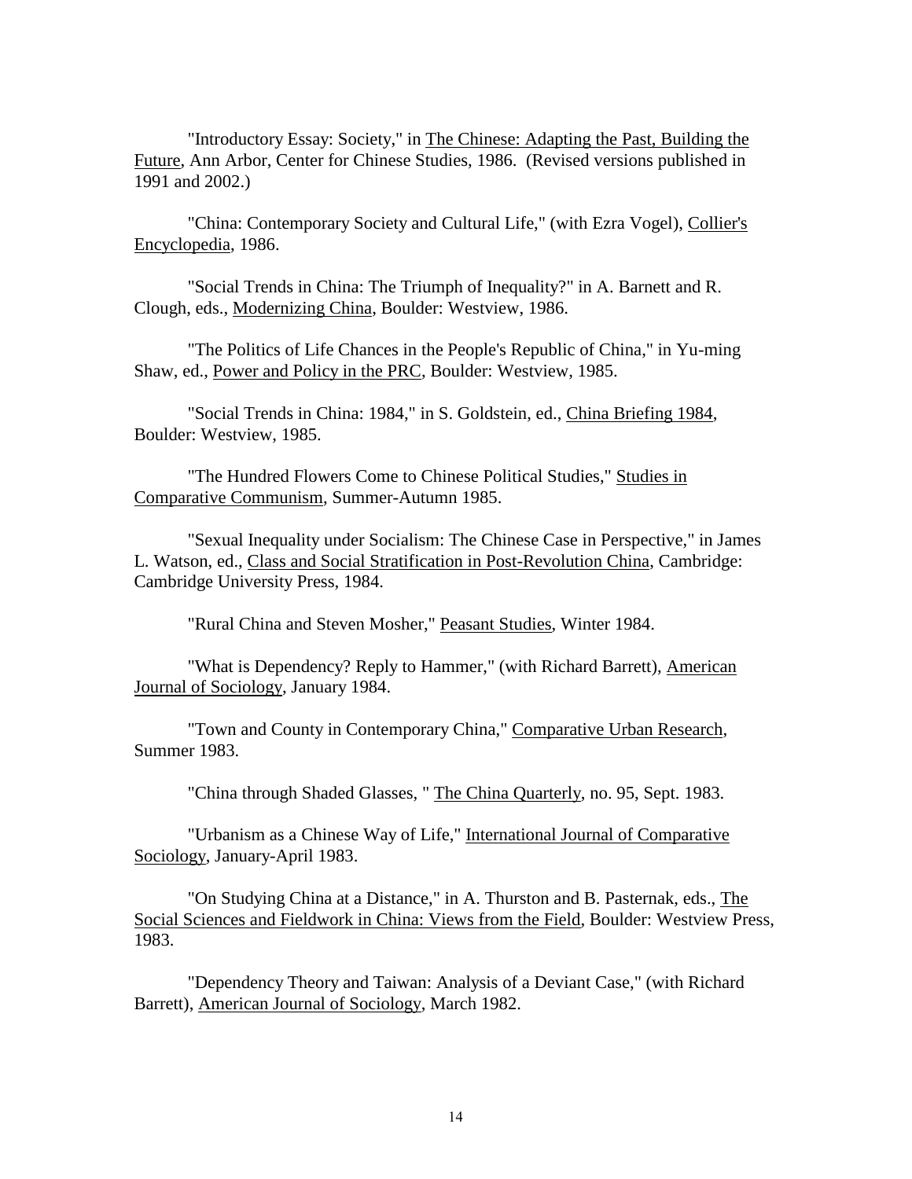"Introductory Essay: Society," in The Chinese: Adapting the Past, Building the Future, Ann Arbor, Center for Chinese Studies, 1986. (Revised versions published in 1991 and 2002.)

"China: Contemporary Society and Cultural Life," (with Ezra Vogel), Collier's Encyclopedia, 1986.

"Social Trends in China: The Triumph of Inequality?" in A. Barnett and R. Clough, eds., Modernizing China, Boulder: Westview, 1986.

"The Politics of Life Chances in the People's Republic of China," in Yu-ming Shaw, ed., Power and Policy in the PRC, Boulder: Westview, 1985.

"Social Trends in China: 1984," in S. Goldstein, ed., China Briefing 1984, Boulder: Westview, 1985.

"The Hundred Flowers Come to Chinese Political Studies," Studies in Comparative Communism, Summer-Autumn 1985.

"Sexual Inequality under Socialism: The Chinese Case in Perspective," in James L. Watson, ed., Class and Social Stratification in Post-Revolution China, Cambridge: Cambridge University Press, 1984.

"Rural China and Steven Mosher," Peasant Studies, Winter 1984.

"What is Dependency? Reply to Hammer," (with Richard Barrett), American Journal of Sociology, January 1984.

"Town and County in Contemporary China," Comparative Urban Research, Summer 1983.

"China through Shaded Glasses, " The China Quarterly, no. 95, Sept. 1983.

"Urbanism as a Chinese Way of Life," International Journal of Comparative Sociology, January-April 1983.

"On Studying China at a Distance," in A. Thurston and B. Pasternak, eds., The Social Sciences and Fieldwork in China: Views from the Field, Boulder: Westview Press, 1983.

"Dependency Theory and Taiwan: Analysis of a Deviant Case," (with Richard Barrett), American Journal of Sociology, March 1982.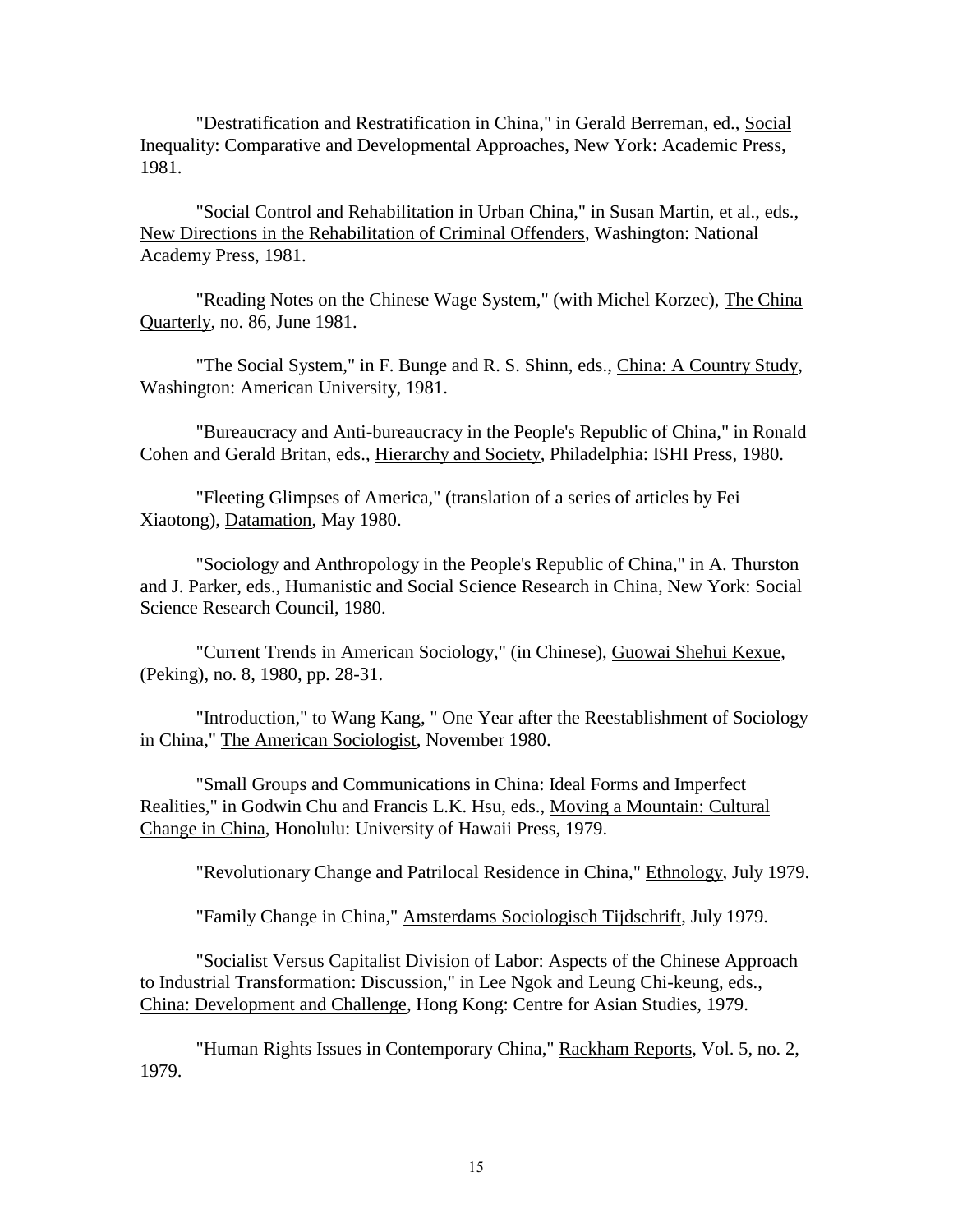"Destratification and Restratification in China," in Gerald Berreman, ed., Social Inequality: Comparative and Developmental Approaches, New York: Academic Press, 1981.

"Social Control and Rehabilitation in Urban China," in Susan Martin, et al., eds., New Directions in the Rehabilitation of Criminal Offenders, Washington: National Academy Press, 1981.

"Reading Notes on the Chinese Wage System," (with Michel Korzec), The China Quarterly, no. 86, June 1981.

"The Social System," in F. Bunge and R. S. Shinn, eds., China: A Country Study, Washington: American University, 1981.

"Bureaucracy and Anti-bureaucracy in the People's Republic of China," in Ronald Cohen and Gerald Britan, eds., Hierarchy and Society, Philadelphia: ISHI Press, 1980.

"Fleeting Glimpses of America," (translation of a series of articles by Fei Xiaotong), Datamation, May 1980.

"Sociology and Anthropology in the People's Republic of China," in A. Thurston and J. Parker, eds., Humanistic and Social Science Research in China, New York: Social Science Research Council, 1980.

"Current Trends in American Sociology," (in Chinese), Guowai Shehui Kexue, (Peking), no. 8, 1980, pp. 28-31.

"Introduction," to Wang Kang, " One Year after the Reestablishment of Sociology in China," The American Sociologist, November 1980.

"Small Groups and Communications in China: Ideal Forms and Imperfect Realities," in Godwin Chu and Francis L.K. Hsu, eds., Moving a Mountain: Cultural Change in China, Honolulu: University of Hawaii Press, 1979.

"Revolutionary Change and Patrilocal Residence in China," Ethnology, July 1979.

"Family Change in China," Amsterdams Sociologisch Tijdschrift, July 1979.

"Socialist Versus Capitalist Division of Labor: Aspects of the Chinese Approach to Industrial Transformation: Discussion," in Lee Ngok and Leung Chi-keung, eds., China: Development and Challenge, Hong Kong: Centre for Asian Studies, 1979.

"Human Rights Issues in Contemporary China," Rackham Reports, Vol. 5, no. 2, 1979.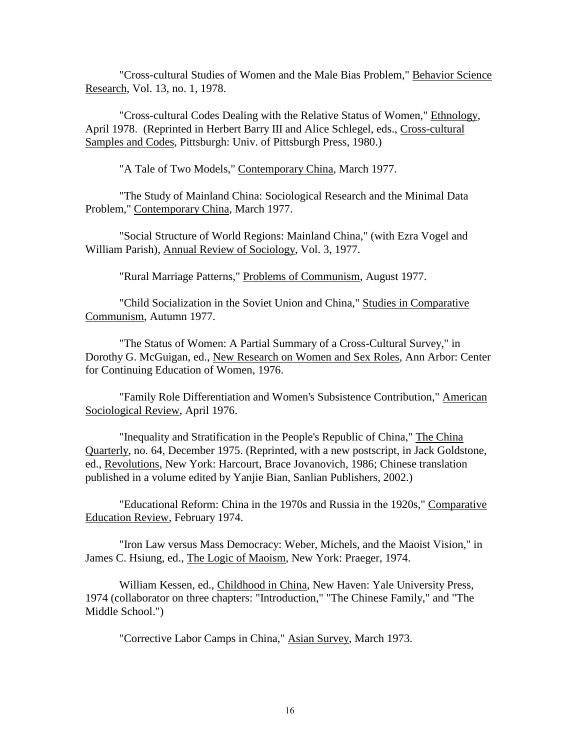"Cross-cultural Studies of Women and the Male Bias Problem," Behavior Science Research, Vol. 13, no. 1, 1978.

"Cross-cultural Codes Dealing with the Relative Status of Women," Ethnology, April 1978. (Reprinted in Herbert Barry III and Alice Schlegel, eds., Cross-cultural Samples and Codes, Pittsburgh: Univ. of Pittsburgh Press, 1980.)

"A Tale of Two Models," Contemporary China, March 1977.

"The Study of Mainland China: Sociological Research and the Minimal Data Problem," Contemporary China, March 1977.

"Social Structure of World Regions: Mainland China," (with Ezra Vogel and William Parish), Annual Review of Sociology, Vol. 3, 1977.

"Rural Marriage Patterns," Problems of Communism, August 1977.

"Child Socialization in the Soviet Union and China," Studies in Comparative Communism, Autumn 1977.

"The Status of Women: A Partial Summary of a Cross-Cultural Survey," in Dorothy G. McGuigan, ed., New Research on Women and Sex Roles, Ann Arbor: Center for Continuing Education of Women, 1976.

"Family Role Differentiation and Women's Subsistence Contribution," American Sociological Review, April 1976.

"Inequality and Stratification in the People's Republic of China," The China Quarterly, no. 64, December 1975. (Reprinted, with a new postscript, in Jack Goldstone, ed., Revolutions, New York: Harcourt, Brace Jovanovich, 1986; Chinese translation published in a volume edited by Yanjie Bian, Sanlian Publishers, 2002.)

"Educational Reform: China in the 1970s and Russia in the 1920s," Comparative Education Review, February 1974.

"Iron Law versus Mass Democracy: Weber, Michels, and the Maoist Vision," in James C. Hsiung, ed., The Logic of Maoism, New York: Praeger, 1974.

William Kessen, ed., Childhood in China, New Haven: Yale University Press, 1974 (collaborator on three chapters: "Introduction," "The Chinese Family," and "The Middle School.")

"Corrective Labor Camps in China," Asian Survey, March 1973.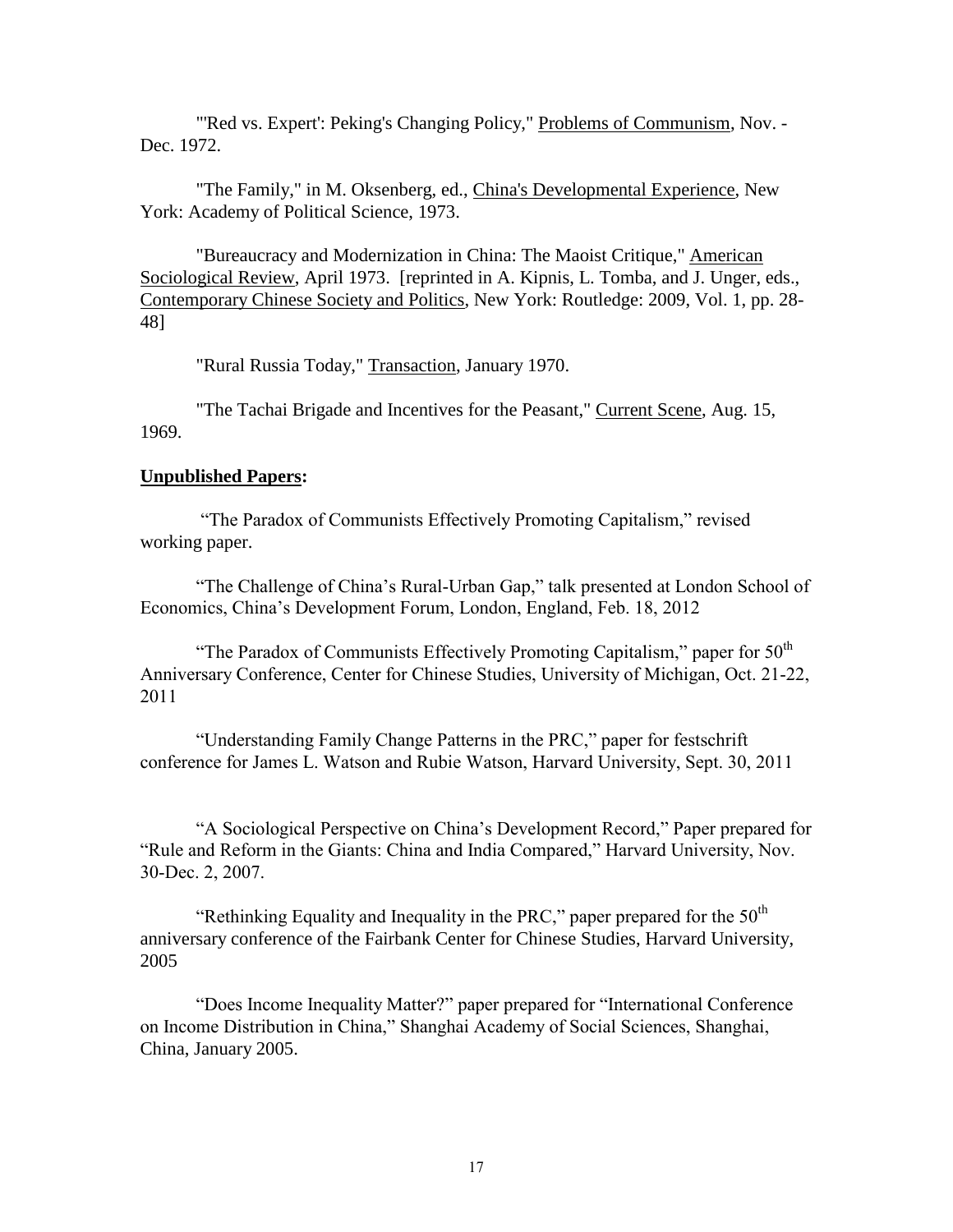"'Red vs. Expert': Peking's Changing Policy," Problems of Communism, Nov. - Dec. 1972.

"The Family," in M. Oksenberg, ed., China's Developmental Experience, New York: Academy of Political Science, 1973.

"Bureaucracy and Modernization in China: The Maoist Critique," American Sociological Review, April 1973. [reprinted in A. Kipnis, L. Tomba, and J. Unger, eds., Contemporary Chinese Society and Politics, New York: Routledge: 2009, Vol. 1, pp. 28-48]

"Rural Russia Today," Transaction, January 1970.

"The Tachai Brigade and Incentives for the Peasant," Current Scene, Aug. 15, 1969.

**Unpublished Papers:**

"The Paradox of Communists Effectively Promoting Capitalism," revised working paper.

"The Challenge of China's Rural-Urban Gap," talk presented at London School of Economics, China's Development Forum, London, England, Feb. 18, 2012

"The Paradox of Communists Effectively Promoting Capitalism," paper for 50th Anniversary Conference, Center for Chinese Studies, University of Michigan, Oct. 21-22, 2011

"Understanding Family Change Patterns in the PRC," paper for festschrift conference for James L. Watson and Rubie Watson, Harvard University, Sept. 30, 2011

"A Sociological Perspective on China's Development Record," Paper prepared for "Rule and Reform in the Giants: China and India Compared," Harvard University, Nov. 30-Dec. 2, 2007.

"Rethinking Equality and Inequality in the PRC," paper prepared for the 50th anniversary conference of the Fairbank Center for Chinese Studies, Harvard University, 2005

"Does Income Inequality Matter?" paper prepared for "International Conference on Income Distribution in China," Shanghai Academy of Social Sciences, Shanghai, China, January 2005.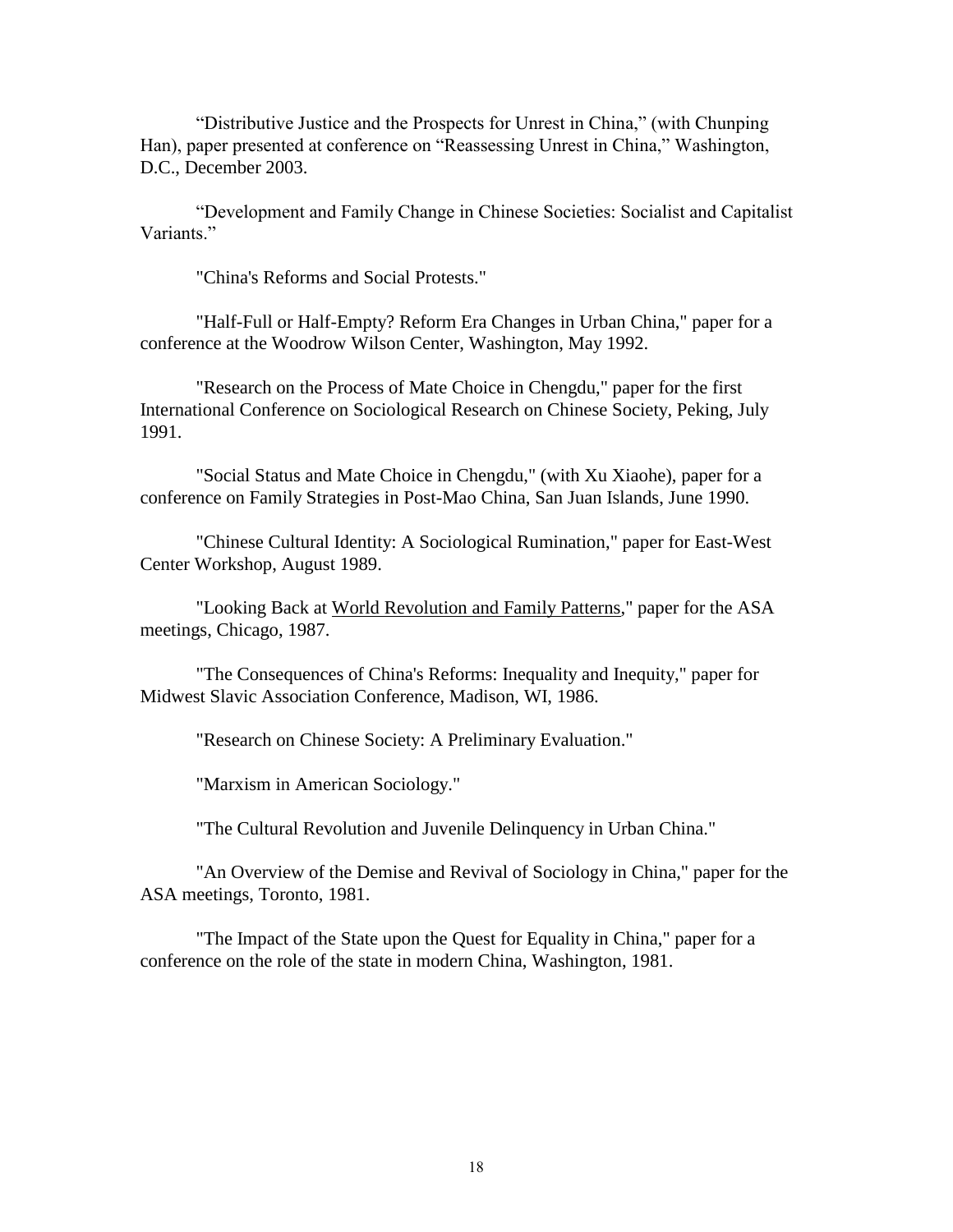“Distributive Justice and the Prospects for Unrest in China,” (with Chunping Han), paper presented at conference on “Reassessing Unrest in China,” Washington, D.C., December 2003.

“Development and Family Change in Chinese Societies: Socialist and Capitalist Variants.”

"China's Reforms and Social Protests."

"Half-Full or Half-Empty? Reform Era Changes in Urban China," paper for a conference at the Woodrow Wilson Center, Washington, May 1992.

"Research on the Process of Mate Choice in Chengdu," paper for the first International Conference on Sociological Research on Chinese Society, Peking, July 1991.

"Social Status and Mate Choice in Chengdu," (with Xu Xiaohe), paper for a conference on Family Strategies in Post-Mao China, San Juan Islands, June 1990.

"Chinese Cultural Identity: A Sociological Rumination," paper for East-West Center Workshop, August 1989.

"Looking Back at <u>World Revolution and Family Patterns</u>," paper for the ASA meetings, Chicago, 1987.

"The Consequences of China's Reforms: Inequality and Inequity," paper for Midwest Slavic Association Conference, Madison, WI, 1986.

"Research on Chinese Society: A Preliminary Evaluation."

"Marxism in American Sociology."

"The Cultural Revolution and Juvenile Delinquency in Urban China."

"An Overview of the Demise and Revival of Sociology in China," paper for the ASA meetings, Toronto, 1981.

"The Impact of the State upon the Quest for Equality in China," paper for a conference on the role of the state in modern China, Washington, 1981.